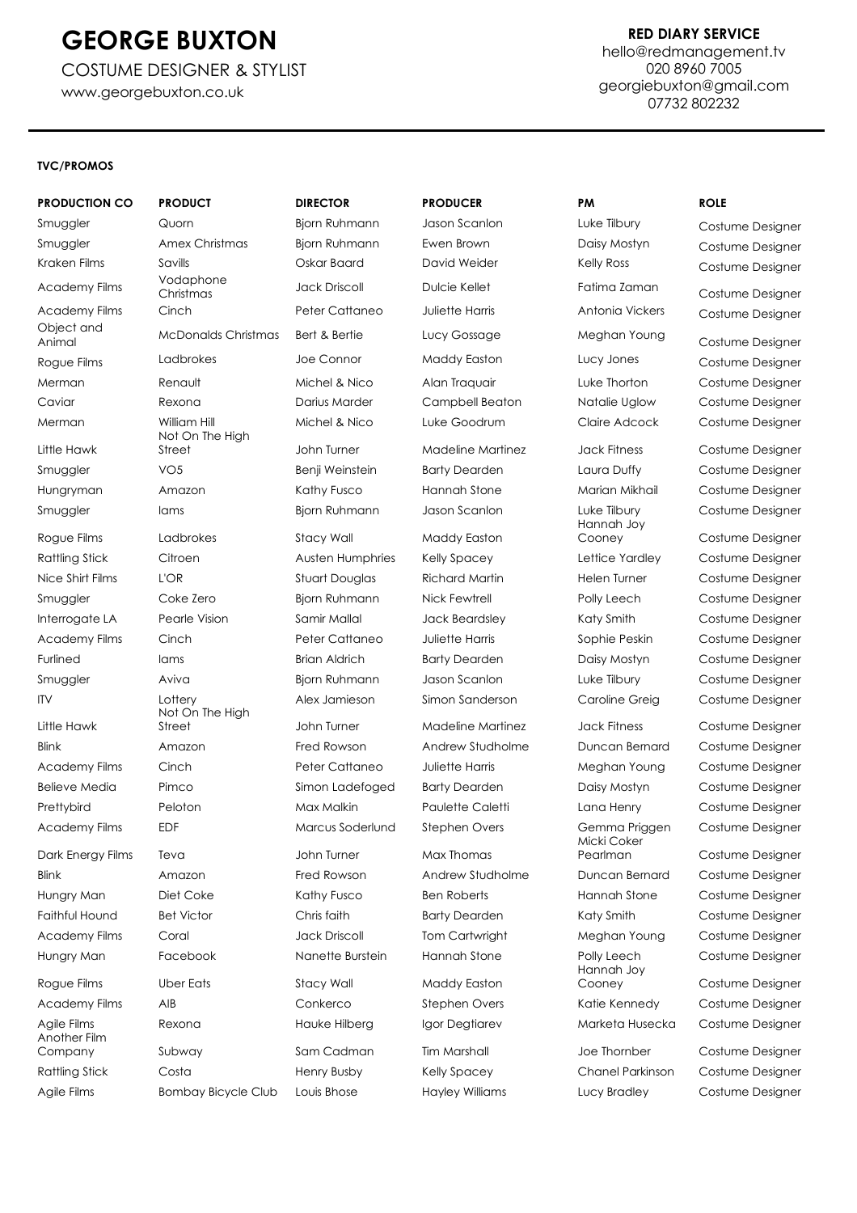# GEORGE BUXTON

COSTUME DESIGNER & STYLIST

www.georgebuxton.co.uk

**RED DIARY SERVICE**

hello@redmanagement.tv
020 8960 7005
georgiebuxton@gmail.com
07732 802232

**TVC/PROMOS**

| PRODUCTION CO | PRODUCT | DIRECTOR | PRODUCER | PM | ROLE |
|---|---|---|---|---|---|
| Smuggler | Quorn | Bjorn Ruhmann | Jason Scanlon | Luke Tilbury | Costume Designer |
| Smuggler | Amex Christmas | Bjorn Ruhmann | Ewen Brown | Daisy Mostyn | Costume Designer |
| Kraken Films | Savills | Oskar Baard | David Weider | Kelly Ross | Costume Designer |
| Academy Films | Vodaphone Christmas | Jack Driscoll | Dulcie Kellet | Fatima Zaman | Costume Designer |
| Academy Films | Cinch | Peter Cattaneo | Juliette Harris | Antonia Vickers | Costume Designer |
| Object and Animal | McDonalds Christmas | Bert & Bertie | Lucy Gossage | Meghan Young | Costume Designer |
| Rogue Films | Ladbrokes | Joe Connor | Maddy Easton | Lucy Jones | Costume Designer |
| Merman | Renault | Michel & Nico | Alan Traquair | Luke Thorton | Costume Designer |
| Caviar | Rexona | Darius Marder | Campbell Beaton | Natalie Uglow | Costume Designer |
| Merman | William Hill | Michel & Nico | Luke Goodrum | Claire Adcock | Costume Designer |
| Little Hawk | Not On The High Street | John Turner | Madeline Martinez | Jack Fitness | Costume Designer |
| Smuggler | VO5 | Benji Weinstein | Barty Dearden | Laura Duffy | Costume Designer |
| Hungryman | Amazon | Kathy Fusco | Hannah Stone | Marian Mikhail | Costume Designer |
| Smuggler | Iams | Bjorn Ruhmann | Jason Scanlon | Luke Tilbury | Costume Designer |
| Rogue Films | Ladbrokes | Stacy Wall | Maddy Easton | Hannah Joy Cooney | Costume Designer |
| Rattling Stick | Citroen | Austen Humphries | Kelly Spacey | Lettice Yardley | Costume Designer |
| Nice Shirt Films | L'OR | Stuart Douglas | Richard Martin | Helen Turner | Costume Designer |
| Smuggler | Coke Zero | Bjorn Ruhmann | Nick Fewtrell | Polly Leech | Costume Designer |
| Interrogate LA | Pearle Vision | Samir Mallal | Jack Beardsley | Katy Smith | Costume Designer |
| Academy Films | Cinch | Peter Cattaneo | Juliette Harris | Sophie Peskin | Costume Designer |
| Furlined | Iams | Brian Aldrich | Barty Dearden | Daisy Mostyn | Costume Designer |
| Smuggler | Aviva | Bjorn Ruhmann | Jason Scanlon | Luke Tilbury | Costume Designer |
| ITV | Lottery | Alex Jamieson | Simon Sanderson | Caroline Greig | Costume Designer |
| Little Hawk | Not On The High Street | John Turner | Madeline Martinez | Jack Fitness | Costume Designer |
| Blink | Amazon | Fred Rowson | Andrew Studholme | Duncan Bernard | Costume Designer |
| Academy Films | Cinch | Peter Cattaneo | Juliette Harris | Meghan Young | Costume Designer |
| Believe Media | Pimco | Simon Ladefoged | Barty Dearden | Daisy Mostyn | Costume Designer |
| Prettybird | Peloton | Max Malkin | Paulette Caletti | Lana Henry | Costume Designer |
| Academy Films | EDF | Marcus Soderlund | Stephen Overs | Gemma Priggen | Costume Designer |
| Dark Energy Films | Teva | John Turner | Max Thomas | Micki Coker Pearlman | Costume Designer |
| Blink | Amazon | Fred Rowson | Andrew Studholme | Duncan Bernard | Costume Designer |
| Hungry Man | Diet Coke | Kathy Fusco | Ben Roberts | Hannah Stone | Costume Designer |
| Faithful Hound | Bet Victor | Chris faith | Barty Dearden | Katy Smith | Costume Designer |
| Academy Films | Coral | Jack Driscoll | Tom Cartwright | Meghan Young | Costume Designer |
| Hungry Man | Facebook | Nanette Burstein | Hannah Stone | Polly Leech | Costume Designer |
| Rogue Films | Uber Eats | Stacy Wall | Maddy Easton | Hannah Joy Cooney | Costume Designer |
| Academy Films | AIB | Conkerco | Stephen Overs | Katie Kennedy | Costume Designer |
| Agile Films | Rexona | Hauke Hilberg | Igor Degtiarev | Marketa Husecka | Costume Designer |
| Another Film Company | Subway | Sam Cadman | Tim Marshall | Joe Thornber | Costume Designer |
| Rattling Stick | Costa | Henry Busby | Kelly Spacey | Chanel Parkinson | Costume Designer |
| Agile Films | Bombay Bicycle Club | Louis Bhose | Hayley Williams | Lucy Bradley | Costume Designer |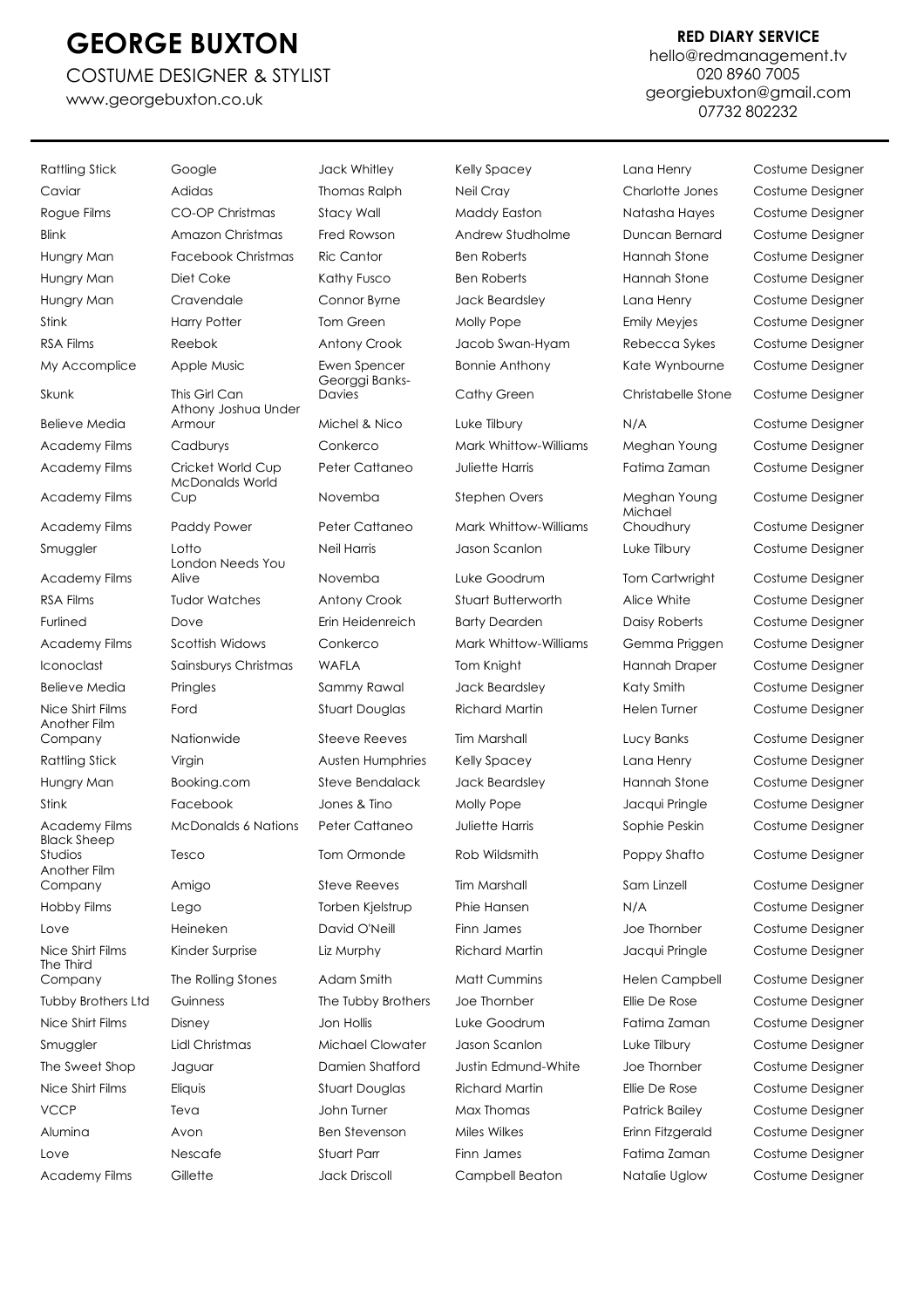# GEORGE BUXTON

COSTUME DESIGNER & STYLIST

www.georgebuxton.co.uk

**RED DIARY SERVICE**
hello@redmanagement.tv
020 8960 7005
georgiebuxton@gmail.com
07732 802232

| | | | | | |
|---|---|---|---|---|---|
| Rattling Stick | Google | Jack Whitley | Kelly Spacey | Lana Henry | Costume Designer |
| Caviar | Adidas | Thomas Ralph | Neil Cray | Charlotte Jones | Costume Designer |
| Rogue Films | CO-OP Christmas | Stacy Wall | Maddy Easton | Natasha Hayes | Costume Designer |
| Blink | Amazon Christmas | Fred Rowson | Andrew Studholme | Duncan Bernard | Costume Designer |
| Hungry Man | Facebook Christmas | Ric Cantor | Ben Roberts | Hannah Stone | Costume Designer |
| Hungry Man | Diet Coke | Kathy Fusco | Ben Roberts | Hannah Stone | Costume Designer |
| Hungry Man | Cravendale | Connor Byrne | Jack Beardsley | Lana Henry | Costume Designer |
| Stink | Harry Potter | Tom Green | Molly Pope | Emily Meyjes | Costume Designer |
| RSA Films | Reebok | Antony Crook | Jacob Swan-Hyam | Rebecca Sykes | Costume Designer |
| My Accomplice | Apple Music | Ewen Spencer | Bonnie Anthony | Kate Wynbourne | Costume Designer |
| Skunk | This Girl Can | Georggi Banks-Davies | Cathy Green | Christabelle Stone | Costume Designer |
| Believe Media | Athony Joshua Under Armour | Michel & Nico | Luke Tilbury | N/A | Costume Designer |
| Academy Films | Cadburys | Conkerco | Mark Whittow-Williams | Meghan Young | Costume Designer |
| Academy Films | Cricket World Cup | Peter Cattaneo | Juliette Harris | Fatima Zaman | Costume Designer |
| Academy Films | McDonalds World Cup | Novemba | Stephen Overs | Meghan Young | Costume Designer |
| Academy Films | Paddy Power | Peter Cattaneo | Mark Whittow-Williams | Michael Choudhury | Costume Designer |
| Smuggler | Lotto | Neil Harris | Jason Scanlon | Luke Tilbury | Costume Designer |
| Academy Films | London Needs You Alive | Novemba | Luke Goodrum | Tom Cartwright | Costume Designer |
| RSA Films | Tudor Watches | Antony Crook | Stuart Butterworth | Alice White | Costume Designer |
| Furlined | Dove | Erin Heidenreich | Barty Dearden | Daisy Roberts | Costume Designer |
| Academy Films | Scottish Widows | Conkerco | Mark Whittow-Williams | Gemma Priggen | Costume Designer |
| Iconoclast | Sainsburys Christmas | WAFLA | Tom Knight | Hannah Draper | Costume Designer |
| Believe Media | Pringles | Sammy Rawal | Jack Beardsley | Katy Smith | Costume Designer |
| Nice Shirt Films | Ford | Stuart Douglas | Richard Martin | Helen Turner | Costume Designer |
| Another Film Company | Nationwide | Steeve Reeves | Tim Marshall | Lucy Banks | Costume Designer |
| Rattling Stick | Virgin | Austen Humphries | Kelly Spacey | Lana Henry | Costume Designer |
| Hungry Man | Booking.com | Steve Bendalack | Jack Beardsley | Hannah Stone | Costume Designer |
| Stink | Facebook | Jones & Tino | Molly Pope | Jacqui Pringle | Costume Designer |
| Academy Films | McDonalds 6 Nations | Peter Cattaneo | Juliette Harris | Sophie Peskin | Costume Designer |
| Black Sheep Studios | Tesco | Tom Ormonde | Rob Wildsmith | Poppy Shafto | Costume Designer |
| Another Film Company | Amigo | Steve Reeves | Tim Marshall | Sam Linzell | Costume Designer |
| Hobby Films | Lego | Torben Kjelstrup | Phie Hansen | N/A | Costume Designer |
| Love | Heineken | David O'Neill | Finn James | Joe Thornber | Costume Designer |
| Nice Shirt Films | Kinder Surprise | Liz Murphy | Richard Martin | Jacqui Pringle | Costume Designer |
| The Third Company | The Rolling Stones | Adam Smith | Matt Cummins | Helen Campbell | Costume Designer |
| Tubby Brothers Ltd | Guinness | The Tubby Brothers | Joe Thornber | Ellie De Rose | Costume Designer |
| Nice Shirt Films | Disney | Jon Hollis | Luke Goodrum | Fatima Zaman | Costume Designer |
| Smuggler | Lidl Christmas | Michael Clowater | Jason Scanlon | Luke Tilbury | Costume Designer |
| The Sweet Shop | Jaguar | Damien Shatford | Justin Edmund-White | Joe Thornber | Costume Designer |
| Nice Shirt Films | Eliquis | Stuart Douglas | Richard Martin | Ellie De Rose | Costume Designer |
| VCCP | Teva | John Turner | Max Thomas | Patrick Bailey | Costume Designer |
| Alumina | Avon | Ben Stevenson | Miles Wilkes | Erinn Fitzgerald | Costume Designer |
| Love | Nescafe | Stuart Parr | Finn James | Fatima Zaman | Costume Designer |
| Academy Films | Gillette | Jack Driscoll | Campbell Beaton | Natalie Uglow | Costume Designer |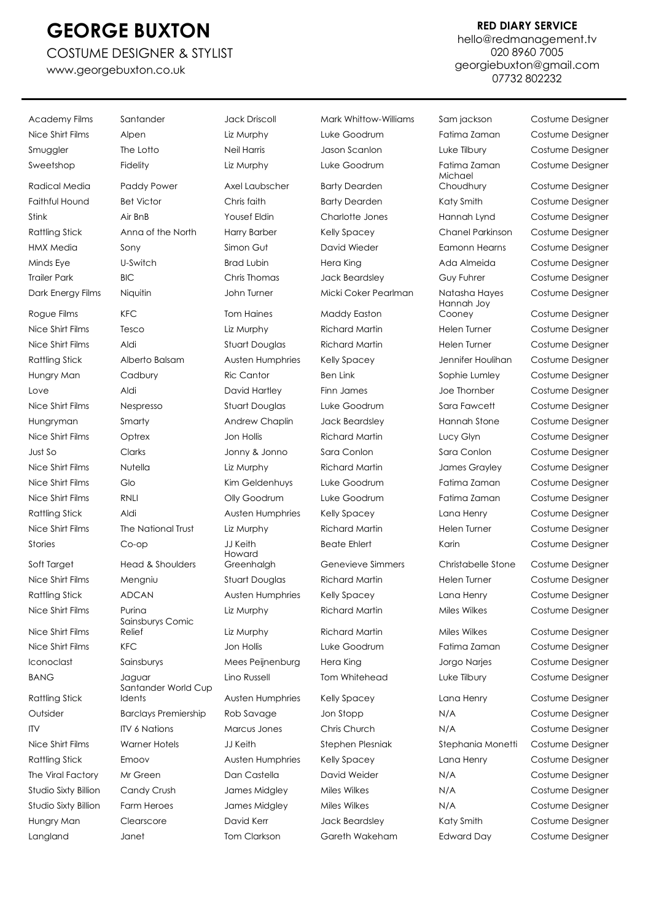# GEORGE BUXTON

COSTUME DESIGNER & STYLIST

www.georgebuxton.co.uk

**RED DIARY SERVICE**

hello@redmanagement.tv
020 8960 7005
georgiebuxton@gmail.com
07732 802232

| | | | | | |
|---|---|---|---|---|---|
| Academy Films | Santander | Jack Driscoll | Mark Whittow-Williams | Sam jackson | Costume Designer |
| Nice Shirt Films | Alpen | Liz Murphy | Luke Goodrum | Fatima Zaman | Costume Designer |
| Smuggler | The Lotto | Neil Harris | Jason Scanlon | Luke Tilbury | Costume Designer |
| Sweetshop | Fidelity | Liz Murphy | Luke Goodrum | Fatima Zaman | Costume Designer |
| Radical Media | Paddy Power | Axel Laubscher | Barty Dearden | Michael Choudhury | Costume Designer |
| Faithful Hound | Bet Victor | Chris faith | Barty Dearden | Katy Smith | Costume Designer |
| Stink | Air BnB | Yousef Eldin | Charlotte Jones | Hannah Lynd | Costume Designer |
| Rattling Stick | Anna of the North | Harry Barber | Kelly Spacey | Chanel Parkinson | Costume Designer |
| HMX Media | Sony | Simon Gut | David Wieder | Eamonn Hearns | Costume Designer |
| Minds Eye | U-Switch | Brad Lubin | Hera King | Ada Almeida | Costume Designer |
| Trailer Park | BIC | Chris Thomas | Jack Beardsley | Guy Fuhrer | Costume Designer |
| Dark Energy Films | Niquitin | John Turner | Micki Coker Pearlman | Natasha Hayes | Costume Designer |
| Rogue Films | KFC | Tom Haines | Maddy Easton | Hannah Joy Cooney | Costume Designer |
| Nice Shirt Films | Tesco | Liz Murphy | Richard Martin | Helen Turner | Costume Designer |
| Nice Shirt Films | Aldi | Stuart Douglas | Richard Martin | Helen Turner | Costume Designer |
| Rattling Stick | Alberto Balsam | Austen Humphries | Kelly Spacey | Jennifer Houlihan | Costume Designer |
| Hungry Man | Cadbury | Ric Cantor | Ben Link | Sophie Lumley | Costume Designer |
| Love | Aldi | David Hartley | Finn James | Joe Thornber | Costume Designer |
| Nice Shirt Films | Nespresso | Stuart Douglas | Luke Goodrum | Sara Fawcett | Costume Designer |
| Hungryman | Smarty | Andrew Chaplin | Jack Beardsley | Hannah Stone | Costume Designer |
| Nice Shirt Films | Optrex | Jon Hollis | Richard Martin | Lucy Glyn | Costume Designer |
| Just So | Clarks | Jonny & Jonno | Sara Conlon | Sara Conlon | Costume Designer |
| Nice Shirt Films | Nutella | Liz Murphy | Richard Martin | James Grayley | Costume Designer |
| Nice Shirt Films | Glo | Kim Geldenhuys | Luke Goodrum | Fatima Zaman | Costume Designer |
| Nice Shirt Films | RNLI | Olly Goodrum | Luke Goodrum | Fatima Zaman | Costume Designer |
| Rattling Stick | Aldi | Austen Humphries | Kelly Spacey | Lana Henry | Costume Designer |
| Nice Shirt Films | The National Trust | Liz Murphy | Richard Martin | Helen Turner | Costume Designer |
| Stories | Co-op | JJ Keith | Beate Ehlert | Karin | Costume Designer |
| Soft Target | Head & Shoulders | Howard Greenhalgh | Genevieve Simmers | Christabelle Stone | Costume Designer |
| Nice Shirt Films | Mengniu | Stuart Douglas | Richard Martin | Helen Turner | Costume Designer |
| Rattling Stick | ADCAN | Austen Humphries | Kelly Spacey | Lana Henry | Costume Designer |
| Nice Shirt Films | Purina | Liz Murphy | Richard Martin | Miles Wilkes | Costume Designer |
| Nice Shirt Films | Sainsburys Comic Relief | Liz Murphy | Richard Martin | Miles Wilkes | Costume Designer |
| Nice Shirt Films | KFC | Jon Hollis | Luke Goodrum | Fatima Zaman | Costume Designer |
| Iconoclast | Sainsburys | Mees Peijnenburg | Hera King | Jorgo Narjes | Costume Designer |
| BANG | Jaguar | Lino Russell | Tom Whitehead | Luke Tilbury | Costume Designer |
| Rattling Stick | Santander World Cup Idents | Austen Humphries | Kelly Spacey | Lana Henry | Costume Designer |
| Outsider | Barclays Premiership | Rob Savage | Jon Stopp | N/A | Costume Designer |
| ITV | ITV 6 Nations | Marcus Jones | Chris Church | N/A | Costume Designer |
| Nice Shirt Films | Warner Hotels | JJ Keith | Stephen Plesniak | Stephania Monetti | Costume Designer |
| Rattling Stick | Emoov | Austen Humphries | Kelly Spacey | Lana Henry | Costume Designer |
| The Viral Factory | Mr Green | Dan Castella | David Weider | N/A | Costume Designer |
| Studio Sixty Billion | Candy Crush | James Midgley | Miles Wilkes | N/A | Costume Designer |
| Studio Sixty Billion | Farm Heroes | James Midgley | Miles Wilkes | N/A | Costume Designer |
| Hungry Man | Clearscore | David Kerr | Jack Beardsley | Katy Smith | Costume Designer |
| Langland | Janet | Tom Clarkson | Gareth Wakeham | Edward Day | Costume Designer |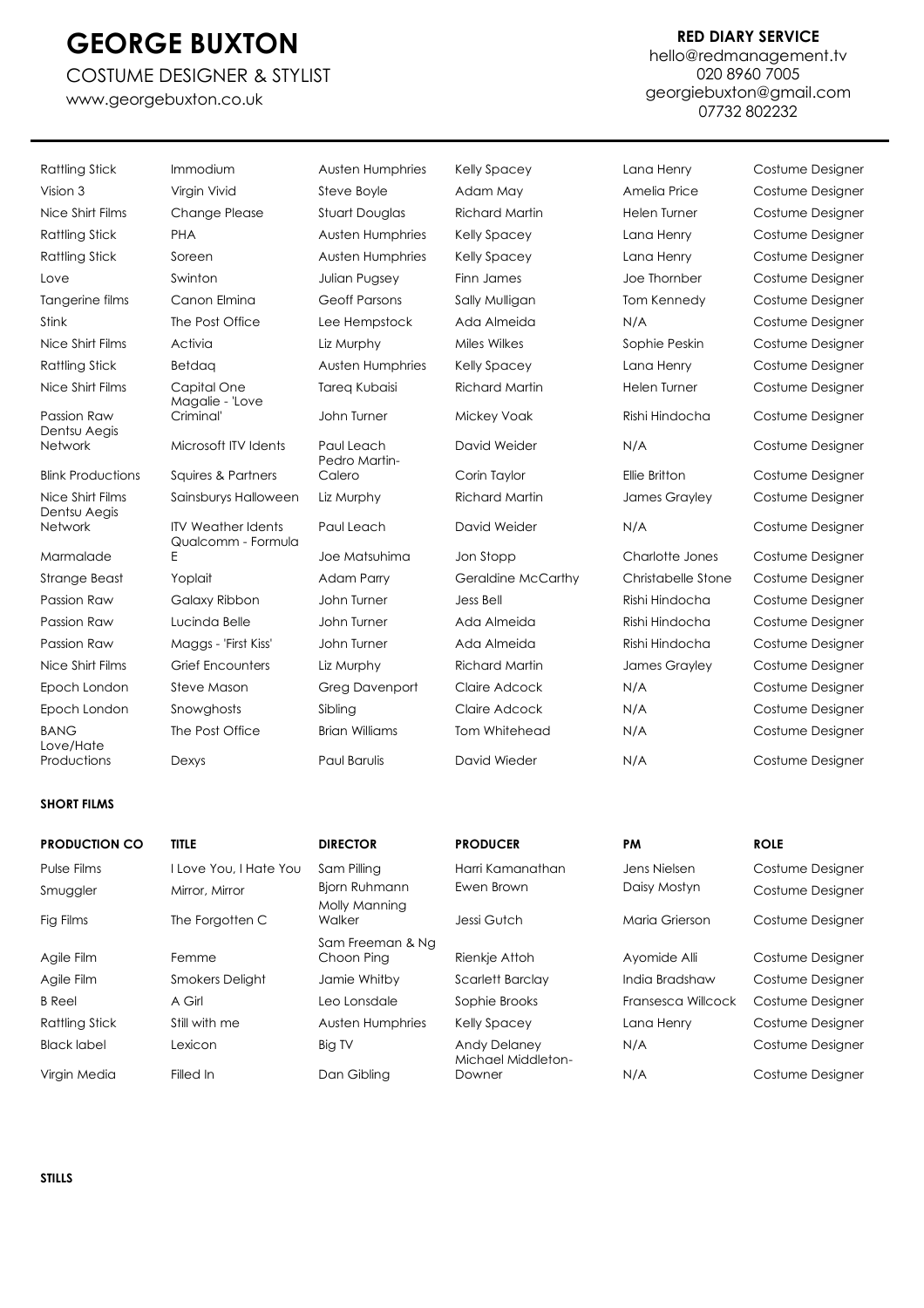# GEORGE BUXTON

COSTUME DESIGNER & STYLIST

www.georgebuxton.co.uk

**RED DIARY SERVICE**

hello@redmanagement.tv
020 8960 7005
georgiebuxton@gmail.com
07732 802232

| | | | | | |
|---|---|---|---|---|---|
| Rattling Stick | Immodium | Austen Humphries | Kelly Spacey | Lana Henry | Costume Designer |
| Vision 3 | Virgin Vivid | Steve Boyle | Adam May | Amelia Price | Costume Designer |
| Nice Shirt Films | Change Please | Stuart Douglas | Richard Martin | Helen Turner | Costume Designer |
| Rattling Stick | PHA | Austen Humphries | Kelly Spacey | Lana Henry | Costume Designer |
| Rattling Stick | Soreen | Austen Humphries | Kelly Spacey | Lana Henry | Costume Designer |
| Love | Swinton | Julian Pugsey | Finn James | Joe Thornber | Costume Designer |
| Tangerine films | Canon Elmina | Geoff Parsons | Sally Mulligan | Tom Kennedy | Costume Designer |
| Stink | The Post Office | Lee Hempstock | Ada Almeida | N/A | Costume Designer |
| Nice Shirt Films | Activia | Liz Murphy | Miles Wilkes | Sophie Peskin | Costume Designer |
| Rattling Stick | Betdaq | Austen Humphries | Kelly Spacey | Lana Henry | Costume Designer |
| Nice Shirt Films | Capital One | Tareq Kubaisi | Richard Martin | Helen Turner | Costume Designer |
| Passion Raw | Magalie - 'Love Criminal' | John Turner | Mickey Voak | Rishi Hindocha | Costume Designer |
| Dentsu Aegis Network | Microsoft ITV Idents | Paul Leach | David Weider | N/A | Costume Designer |
| Blink Productions | Squires & Partners | Pedro Martin-Calero | Corin Taylor | Ellie Britton | Costume Designer |
| Nice Shirt Films | Sainsburys Halloween | Liz Murphy | Richard Martin | James Grayley | Costume Designer |
| Dentsu Aegis Network | ITV Weather Idents | Paul Leach | David Weider | N/A | Costume Designer |
| Marmalade | Qualcomm - Formula E | Joe Matsuhima | Jon Stopp | Charlotte Jones | Costume Designer |
| Strange Beast | Yoplait | Adam Parry | Geraldine McCarthy | Christabelle Stone | Costume Designer |
| Passion Raw | Galaxy Ribbon | John Turner | Jess Bell | Rishi Hindocha | Costume Designer |
| Passion Raw | Lucinda Belle | John Turner | Ada Almeida | Rishi Hindocha | Costume Designer |
| Passion Raw | Maggs - 'First Kiss' | John Turner | Ada Almeida | Rishi Hindocha | Costume Designer |
| Nice Shirt Films | Grief Encounters | Liz Murphy | Richard Martin | James Grayley | Costume Designer |
| Epoch London | Steve Mason | Greg Davenport | Claire Adcock | N/A | Costume Designer |
| Epoch London | Snowghosts | Sibling | Claire Adcock | N/A | Costume Designer |
| BANG | The Post Office | Brian Williams | Tom Whitehead | N/A | Costume Designer |
| Love/Hate Productions | Dexys | Paul Barulis | David Wieder | N/A | Costume Designer |

**SHORT FILMS**

| PRODUCTION CO | TITLE | DIRECTOR | PRODUCER | PM | ROLE |
|---|---|---|---|---|---|
| Pulse Films | I Love You, I Hate You | Sam Pilling | Harri Kamanathan | Jens Nielsen | Costume Designer |
| Smuggler | Mirror, Mirror | Bjorn Ruhmann | Ewen Brown | Daisy Mostyn | Costume Designer |
| Fig Films | The Forgotten C | Molly Manning Walker | Jessi Gutch | Maria Grierson | Costume Designer |
| Agile Film | Femme | Sam Freeman & Ng Choon Ping | Rienkje Attoh | Ayomide Alli | Costume Designer |
| Agile Film | Smokers Delight | Jamie Whitby | Scarlett Barclay | India Bradshaw | Costume Designer |
| B Reel | A Girl | Leo Lonsdale | Sophie Brooks | Fransesca Willcock | Costume Designer |
| Rattling Stick | Still with me | Austen Humphries | Kelly Spacey | Lana Henry | Costume Designer |
| Black label | Lexicon | Big TV | Andy Delaney | N/A | Costume Designer |
| Virgin Media | Filled In | Dan Gibling | Michael Middleton-Downer | N/A | Costume Designer |

**STILLS**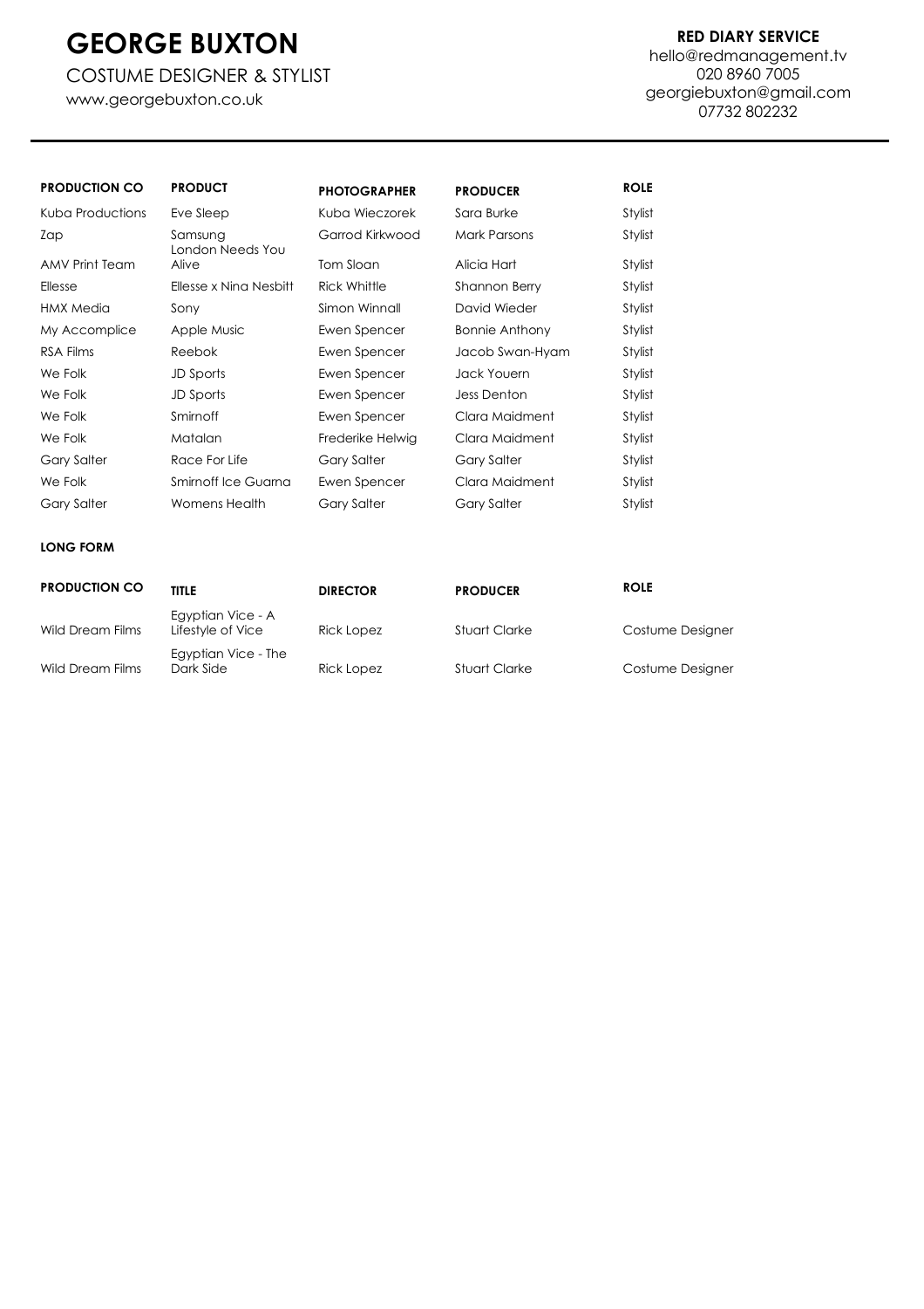# GEORGE BUXTON

COSTUME DESIGNER & STYLIST

www.georgebuxton.co.uk

**RED DIARY SERVICE**

hello@redmanagement.tv
020 8960 7005
georgiebuxton@gmail.com
07732 802232

| PRODUCTION CO | PRODUCT | PHOTOGRAPHER | PRODUCER | ROLE |
|---|---|---|---|---|
| Kuba Productions | Eve Sleep | Kuba Wieczorek | Sara Burke | Stylist |
| Zap | Samsung | Garrod Kirkwood | Mark Parsons | Stylist |
| AMV Print Team | London Needs You Alive | Tom Sloan | Alicia Hart | Stylist |
| Ellesse | Ellesse x Nina Nesbitt | Rick Whittle | Shannon Berry | Stylist |
| HMX Media | Sony | Simon Winnall | David Wieder | Stylist |
| My Accomplice | Apple Music | Ewen Spencer | Bonnie Anthony | Stylist |
| RSA Films | Reebok | Ewen Spencer | Jacob Swan-Hyam | Stylist |
| We Folk | JD Sports | Ewen Spencer | Jack Youern | Stylist |
| We Folk | JD Sports | Ewen Spencer | Jess Denton | Stylist |
| We Folk | Smirnoff | Ewen Spencer | Clara Maidment | Stylist |
| We Folk | Matalan | Frederike Helwig | Clara Maidment | Stylist |
| Gary Salter | Race For Life | Gary Salter | Gary Salter | Stylist |
| We Folk | Smirnoff Ice Guarna | Ewen Spencer | Clara Maidment | Stylist |
| Gary Salter | Womens Health | Gary Salter | Gary Salter | Stylist |

**LONG FORM**

| PRODUCTION CO | TITLE | DIRECTOR | PRODUCER | ROLE |
|---|---|---|---|---|
| Wild Dream Films | Egyptian Vice - A Lifestyle of Vice | Rick Lopez | Stuart Clarke | Costume Designer |
| Wild Dream Films | Egyptian Vice - The Dark Side | Rick Lopez | Stuart Clarke | Costume Designer |